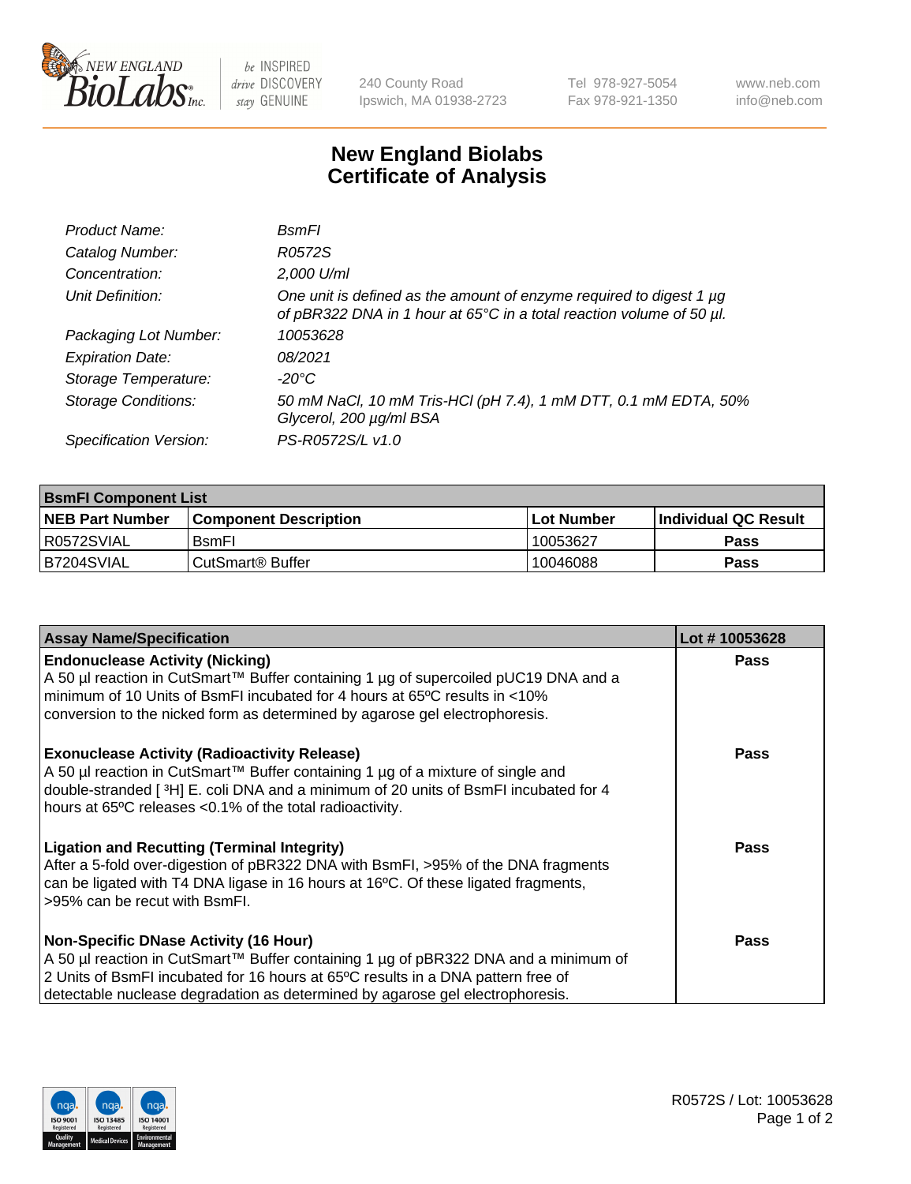# New England Biolabs Certificate of Analysis

| | |
|---|---|
| *Product Name:* | *BsmFI* |
| *Catalog Number:* | *R0572S* |
| *Concentration:* | *2,000 U/ml* |
| *Unit Definition:* | *One unit is defined as the amount of enzyme required to digest 1 µg of pBR322 DNA in 1 hour at 65°C in a total reaction volume of 50 µl.* |
| *Packaging Lot Number:* | *10053628* |
| *Expiration Date:* | *08/2021* |
| *Storage Temperature:* | *-20°C* |
| *Storage Conditions:* | *50 mM NaCl, 10 mM Tris-HCl (pH 7.4), 1 mM DTT, 0.1 mM EDTA, 50% Glycerol, 200 µg/ml BSA* |
| *Specification Version:* | *PS-R0572S/L v1.0* |

| **BsmFI Component List** | | | |
|---|---|---|---|
| **NEB Part Number** | **Component Description** | **Lot Number** | **Individual QC Result** |
| R0572SVIAL | BsmFI | 10053627 | **Pass** |
| B7204SVIAL | CutSmart® Buffer | 10046088 | **Pass** |

| **Assay Name/Specification** | **Lot # 10053628** |
|---|---|
| **Endonuclease Activity (Nicking)** A 50 µl reaction in CutSmart™ Buffer containing 1 µg of supercoiled pUC19 DNA and a minimum of 10 Units of BsmFI incubated for 4 hours at 65ºC results in <10% conversion to the nicked form as determined by agarose gel electrophoresis. | **Pass** |
| **Exonuclease Activity (Radioactivity Release)** A 50 µl reaction in CutSmart™ Buffer containing 1 µg of a mixture of single and double-stranded [ $^{3}$H] E. coli DNA and a minimum of 20 units of BsmFI incubated for 4 hours at 65ºC releases <0.1% of the total radioactivity. | **Pass** |
| **Ligation and Recutting (Terminal Integrity)** After a 5-fold over-digestion of pBR322 DNA with BsmFI, >95% of the DNA fragments can be ligated with T4 DNA ligase in 16 hours at 16ºC. Of these ligated fragments, >95% can be recut with BsmFI. | **Pass** |
| **Non-Specific DNase Activity (16 Hour)** A 50 µl reaction in CutSmart™ Buffer containing 1 µg of pBR322 DNA and a minimum of 2 Units of BsmFI incubated for 16 hours at 65ºC results in a DNA pattern free of detectable nuclease degradation as determined by agarose gel electrophoresis. | **Pass** |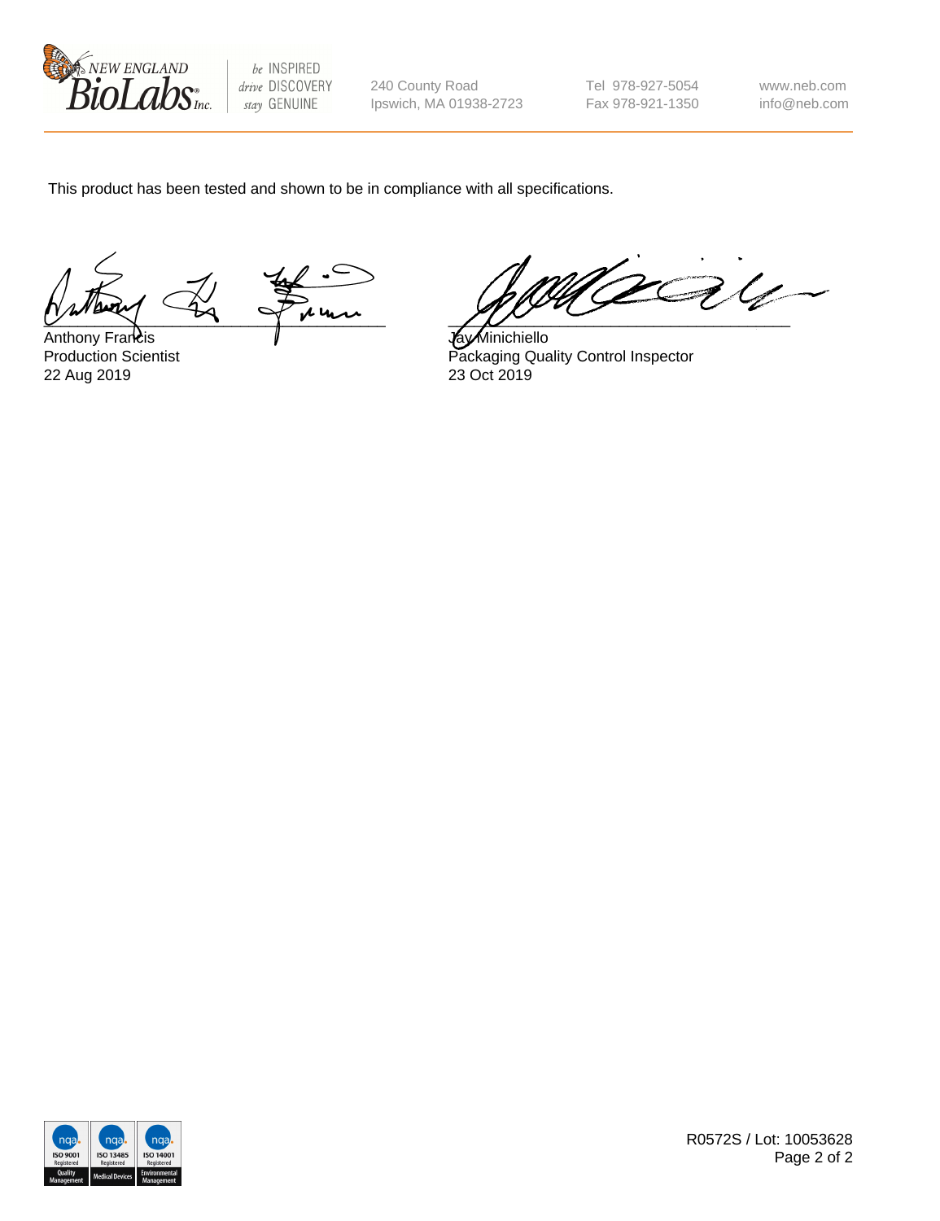This product has been tested and shown to be in compliance with all specifications.

Anthony Francis
Production Scientist
22 Aug 2019

Jay Minichiello
Packaging Quality Control Inspector
23 Oct 2019

R0572S / Lot: 10053628